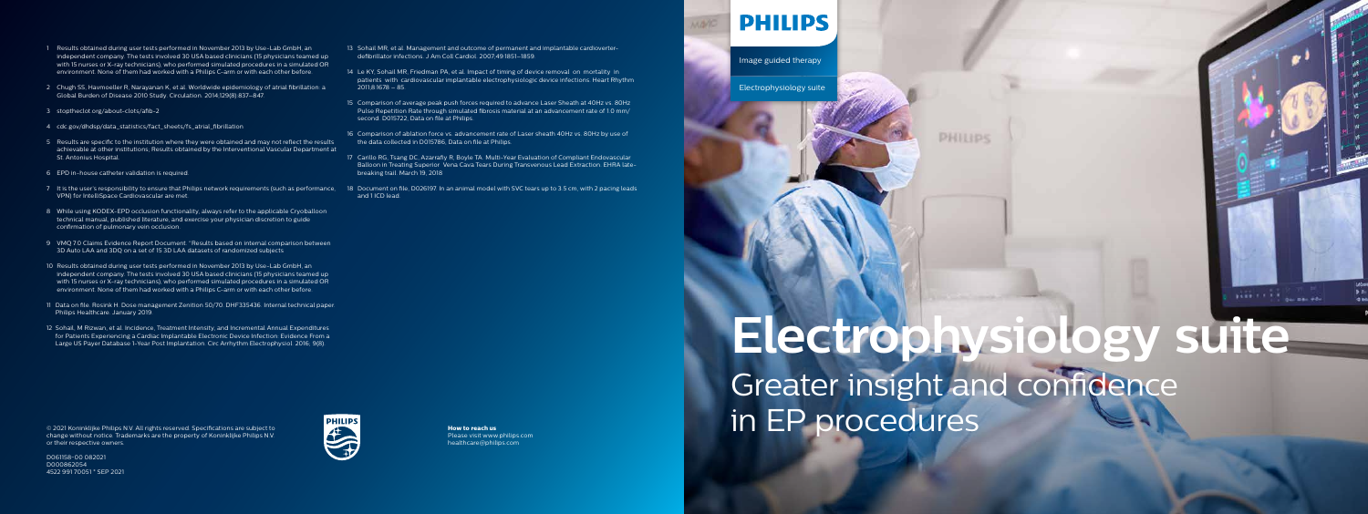# Electrophysiology suite

## Greater insight and confidence in EP procedures

PHILIPS

Image guided therapy

Electrophysiology suite

1. Results obtained during user tests performed in November 2013 by Use-Lab GmbH, an independent company. The tests involved 30 USA based clinicians (15 physicians teamed up with 15 nurses or X-ray technicians), who performed simulated procedures in a simulated OR environment. None of them had worked with a Philips C-arm or with each other before.
2. Chugh SS, Havmoeller R, Narayanan K, et al. Worldwide epidemiology of atrial fibrillation: a Global Burden of Disease 2010 Study. Circulation. 2014;129(8):837–847.
3. stoptheclot.org/about-clots/afib-2
4. cdc.gov/dhdsp/data_statistics/fact_sheets/fs_atrial_fibrillation
5. Results are specific to the institution where they were obtained and may not reflect the results achievable at other institutions; Results obtained by the Interventional Vascular Department at St. Antonius Hospital.
6. EPD in-house catheter validation is required.
7. It is the user's responsibility to ensure that Philips network requirements (such as performance, VPN) for IntelliSpace Cardiovascular are met.
8. While using KODEX-EPD occlusion functionality, always refer to the applicable Cryoballoon technical manual, published literature, and exercise your physician discretion to guide confirmation of pulmonary vein occlusion.
9. VMQ 7.0 Claims Evidence Report Document. "Results based on internal comparison between 3D Auto LAA and 3DQ on a set of 15 3D LAA datasets of randomized subjects.
10. Results obtained during user tests performed in November 2013 by Use-Lab GmbH, an independent company. The tests involved 30 USA based clinicians (15 physicians teamed up with 15 nurses or X-ray technicians), who performed simulated procedures in a simulated OR environment. None of them had worked with a Philips C-arm or with each other before.
11. Data on file. Rosink H. Dose management Zenition 50/70. DHF335436. Internal technical paper. Philips Healthcare. January 2019.
12. Sohail, M Rizwan, et al. Incidence, Treatment Intensity, and Incremental Annual Expenditures for Patients Experiencing a Cardiac Implantable Electronic Device Infection: Evidence From a Large US Payer Database 1-Year Post Implantation. Circ Arrhythm Electrophysiol. 2016; 9(8).
13. Sohail MR, et al. Management and outcome of permanent and implantable cardioverter-defibrillator infections. J Am Coll Cardiol. 2007;49:1851–1859.
14. Le KY, Sohail MR, Friedman PA, et al. Impact of timing of device removal on mortality in patients with cardiovascular implantable electrophysiologic device infections. Heart Rhythm 2011;8:1678 – 85.
15. Comparison of average peak push forces required to advance Laser Sheath at 40Hz vs. 80Hz Pulse Repetition Rate through simulated fibrosis material at an advancement rate of 1.0 mm/second. D015722, Data on file at Philips.
16. Comparison of ablation force vs. advancement rate of Laser sheath 40Hz vs. 80Hz by use of the data collected in D015786, Data on file at Philips.
17. Carillo RG, Tsang DC, Azarrafiy R, Boyle TA. Multi-Year Evaluation of Compliant Endovascular Balloon in Treating Superior Vena Cava Tears During Transvenous Lead Extraction. EHRA late-breaking trail. March 19, 2018.
18. Document on file, D026197. In an animal model with SVC tears up to 3.5 cm, with 2 pacing leads and 1 ICD lead.

© 2021 Koninklijke Philips N.V. All rights reserved. Specifications are subject to change without notice. Trademarks are the property of Koninklijke Philips N.V. or their respective owners.

D061158-00 082021
D000862054
4522 991 70051 * SEP 2021

**How to reach us**
Please visit www.philips.com
healthcare@philips.com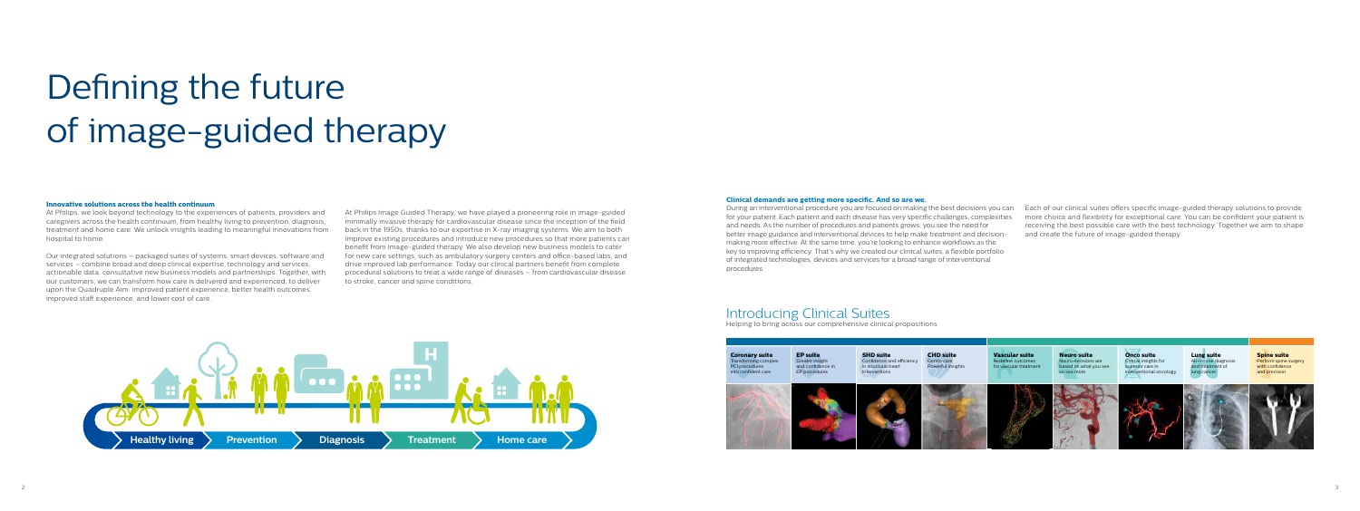# Defining the future of image-guided therapy

**Innovative solutions across the health continuum**

At Philips, we look beyond technology to the experiences of patients, providers and caregivers across the health continuum, from healthy living to prevention, diagnosis, treatment and home care. We unlock insights leading to meaningful innovations from hospital to home.

Our integrated solutions – packaged suites of systems, smart devices, software and services – combine broad and deep clinical expertise, technology and services, actionable data, consultative new business models and partnerships. Together, with our customers, we can transform how care is delivered and experienced, to deliver upon the Quadruple Aim: improved patient experience, better health outcomes, improved staff experience, and lower cost of care.

At Philips Image Guided Therapy, we have played a pioneering role in image-guided minimally invasive therapy for cardiovascular disease since the inception of the field back in the 1950s, thanks to our expertise in X-ray imaging systems. We aim to both improve existing procedures and introduce new procedures so that more patients can benefit from image-guided therapy. We also develop new business models to cater for new care settings, such as ambulatory surgery centers and office-based labs, and drive improved lab performance. Today our clinical partners benefit from complete procedural solutions to treat a wide range of diseases – from cardiovascular disease to stroke, cancer and spine conditions.

Healthy living › Prevention › Diagnosis › Treatment › Home care

**Clinical demands are getting more specific. And so are we.**

During an interventional procedure you are focused on making the best decisions you can for your patient. Each patient and each disease has very specific challenges, complexities and needs. As the number of procedures and patients grows, you see the need for better image guidance and interventional devices to help make treatment and decision-making more effective. At the same time, you're looking to enhance workflows as the key to improving efficiency. That's why we created our clinical suites, a flexible portfolio of integrated technologies, devices and services for a broad range of interventional procedures.

Each of our clinical suites offers specific image-guided therapy solutions to provide more choice and flexibility for exceptional care. You can be confident your patient is receiving the best possible care with the best technology. Together we aim to shape and create the future of image-guided therapy.

## Introducing Clinical Suites

Helping to bring across our comprehensive clinical propositions

**Coronary suite**
Transforming complex PCI procedures into confident care

**EP suite**
Greater insight and confidence in EP procedures

**SHD suite**
Confidence and efficiency in structural heart interventions

**CHD suite**
Gentle care. Powerful insights.

**Vascular suite**
Redefine outcomes for vascular treatment

**Neuro suite**
Neuro decisions are based on what you see, so see more

**Onco suite**
Crucial insights for superior care in interventional oncology

**Lung suite**
All-in-one diagnosis and treatment of lung cancer

**Spine suite**
Perform spine surgery with confidence and precision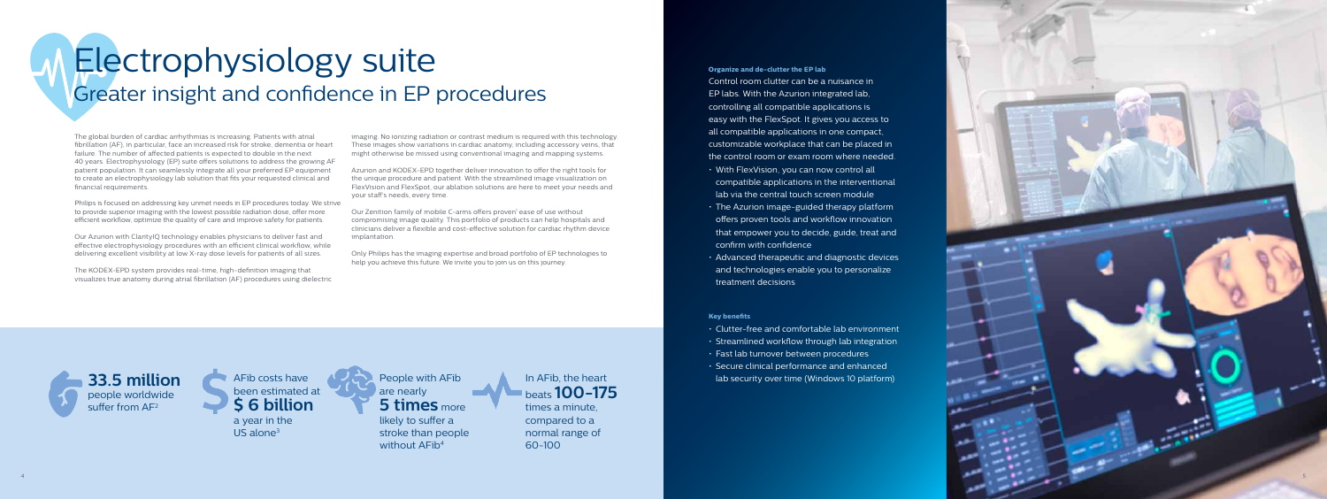# Electrophysiology suite

## Greater insight and confidence in EP procedures

The global burden of cardiac arrhythmias is increasing. Patients with atrial fibrillation (AF), in particular, face an increased risk for stroke, dementia or heart failure. The number of affected patients is expected to double in the next 40 years. Electrophysiology (EP) suite offers solutions to address the growing AF patient population. It can seamlessly integrate all your preferred EP equipment to create an electrophysiology lab solution that fits your requested clinical and financial requirements.

Philips is focused on addressing key unmet needs in EP procedures today. We strive to provide superior imaging with the lowest possible radiation dose, offer more efficient workflow, optimize the quality of care and improve safety for patients.

Our Azurion with ClarityIQ technology enables physicians to deliver fast and effective electrophysiology procedures with an efficient clinical workflow, while delivering excellent visibility at low X-ray dose levels for patients of all sizes.

The KODEX-EPD system provides real-time, high-definition imaging that visualizes true anatomy during atrial fibrillation (AF) procedures using dielectric imaging. No ionizing radiation or contrast medium is required with this technology. These images show variations in cardiac anatomy, including accessory veins, that might otherwise be missed using conventional imaging and mapping systems.

Azurion and KODEX-EPD together deliver innovation to offer the right tools for the unique procedure and patient. With the streamlined image visualization on FlexVision and FlexSpot, our ablation solutions are here to meet your needs and your staff's needs, every time.

Our Zenition family of mobile C-arms offers proven' ease of use without compromising image quality. This portfolio of products can help hospitals and clinicians deliver a flexible and cost-effective solution for cardiac rhythm device implantation.

Only Philips has the imaging expertise and broad portfolio of EP technologies to help you achieve this future. We invite you to join us on this journey.

**33.5 million** people worldwide suffer from AF[2]

AFib costs have been estimated at **$ 6 billion** a year in the US alone[3]

People with AFib are nearly **5 times** more likely to suffer a stroke than people without AFib[4]

In AFib, the heart beats **100-175** times a minute, compared to a normal range of 60-100

**Organize and de-clutter the EP lab**

Control room clutter can be a nuisance in EP labs. With the Azurion integrated lab, controlling all compatible applications is easy with the FlexSpot. It gives you access to all compatible applications in one compact, customizable workplace that can be placed in the control room or exam room where needed.

- With FlexVision, you can now control all compatible applications in the interventional lab via the central touch screen module
- The Azurion image-guided therapy platform offers proven tools and workflow innovation that empower you to decide, guide, treat and confirm with confidence
- Advanced therapeutic and diagnostic devices and technologies enable you to personalize treatment decisions

**Key benefits**

- Clutter-free and comfortable lab environment
- Streamlined workflow through lab integration
- Fast lab turnover between procedures
- Secure clinical performance and enhanced lab security over time (Windows 10 platform)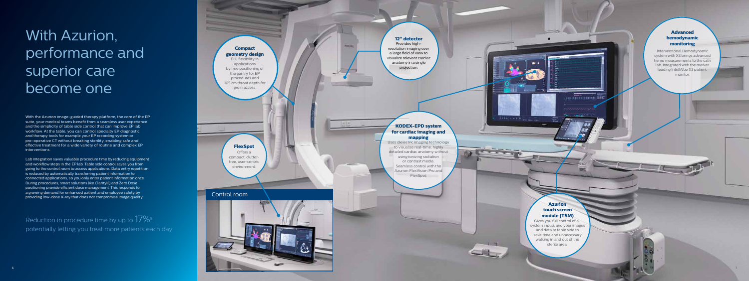# With Azurion, performance and superior care become one

With the Azurion image-guided therapy platform, the core of the EP suite, your medical teams benefit from a seamless user experience and the simplicity of table side control that can improve EP lab workflow. At the table, you can control specialty EP diagnostic and therapy tools for example your EP recording system or pre-operative CT without breaking sterility, enabling safe and effective treatment for a wide variety of routine and complex EP interventions.

Lab integration saves valuable procedure time by reducing equipment and workflow steps in the EP lab. Table side control saves you from going to the control room to access applications. Data entry repetition is reduced by automatically transferring patient information to connected applications, so you only enter patient information once. During procedures, smart solutions like ClarityIQ and Zero Dose positioning provide efficient dose management. This responds to a growing demand for enhanced patient and employee safety by providing low-dose X-ray that does not compromise image quality.

Reduction in procedure time by up to 17%[5], potentially letting you treat more patients each day

**Compact geometry design**
Full flexibility in applications by free positioning of the gantry for EP procedures and 105 cm throat depth for groin access

**12" detector**
Provides high-resolution imaging over a large field of view to visualize relevant cardiac anatomy in a single projection

**Advanced hemodynamic monitoring**
Interventional Hemodynamic system with X3 brings advanced hemo measurements to the cath lab. Integrated with the market leading IntelliVue X3 patient monitor.

**FlexSpot**
Offers a compact, clutter-free, user-centric environment.

**KODEX-EPD system for cardiac imaging and mapping**
Uses dielectric imaging technology to visualize real-time, highly detailed cardiac anatomy without using ionizing radiation or contrast media. Seamless control with the Azurion FlexVision Pro and FlexSpot

**Azurion touch screen module (TSM)**
Gives you full control of all system inputs and your images and data at table side to save time and unnecessary walking in and out of the sterile area.

Control room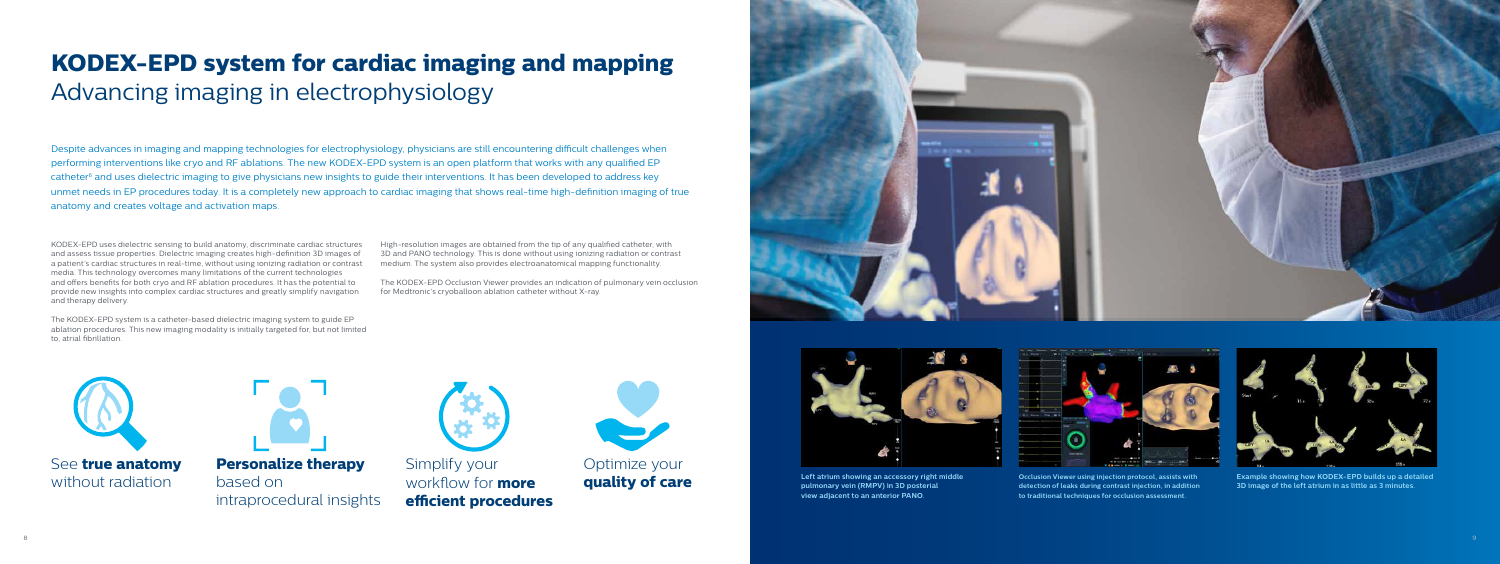# KODEX-EPD system for cardiac imaging and mapping

## Advancing imaging in electrophysiology

Despite advances in imaging and mapping technologies for electrophysiology, physicians are still encountering difficult challenges when performing interventions like cryo and RF ablations. The new KODEX-EPD system is an open platform that works with any qualified EP catheter[6] and uses dielectric imaging to give physicians new insights to guide their interventions. It has been developed to address key unmet needs in EP procedures today. It is a completely new approach to cardiac imaging that shows real-time high-definition imaging of true anatomy and creates voltage and activation maps.

KODEX-EPD uses dielectric sensing to build anatomy, discriminate cardiac structures and assess tissue properties. Dielectric imaging creates high-definition 3D images of a patient's cardiac structures in real-time, without using ionizing radiation or contrast media. This technology overcomes many limitations of the current technologies and offers benefits for both cryo and RF ablation procedures. It has the potential to provide new insights into complex cardiac structures and greatly simplify navigation and therapy delivery.

The KODEX-EPD system is a catheter-based dielectric imaging system to guide EP ablation procedures. This new imaging modality is initially targeted for, but not limited to, atrial fibrillation.

High-resolution images are obtained from the tip of any qualified catheter, with 3D and PANO technology. This is done without using ionizing radiation or contrast medium. The system also provides electroanatomical mapping functionality.

The KODEX-EPD Occlusion Viewer provides an indication of pulmonary vein occlusion for Medtronic's cryoballoon ablation catheter without X-ray.

See **true anatomy** without radiation

**Personalize therapy** based on intraprocedural insights

Simplify your workflow for **more efficient procedures**

Optimize your **quality of care**

Left atrium showing an accessory right middle pulmonary vein (RMPV) in 3D posterial view adjacent to an anterior PANO.

Occlusion Viewer using injection protocol, assists with detection of leaks during contrast injection, in addition to traditional techniques for occlusion assessment.

Example showing how KODEX-EPD builds up a detailed 3D image of the left atrium in as little as 3 minutes.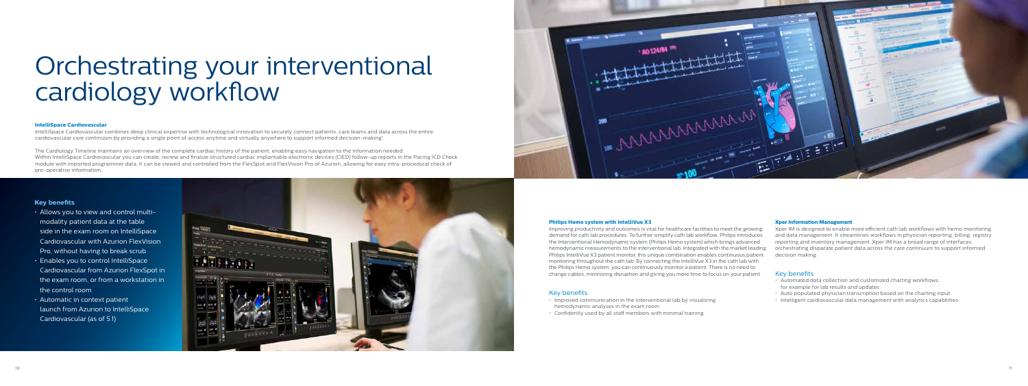# Orchestrating your interventional cardiology workflow

**IntelliSpace Cardiovascular**

IntelliSpace Cardiovascular combines deep clinical expertise with technological innovation to securely connect patients, care teams and data across the entire cardiovascular care continuum by providing a single point of access anytime and virtually anywhere to support informed decision-making[1].

The Cardiology Timeline maintains an overview of the complete cardiac history of the patient, enabling easy navigation to the information needed. Within IntelliSpace Cardiovascular you can create, review and finalize structured cardiac implantable electronic devices (CIED) follow-up reports in the Pacing ICD Check module with imported programmer data. It can be viewed and controlled from the FlexSpot and FlexVision Pro of Azurion, allowing for easy intra-procedural check of pre-operative information.

**Key benefits**

- Allows you to view and control multi-modality patient data at the table side in the exam room on IntelliSpace Cardiovascular with Azurion FlexVision Pro, without having to break scrub
- Enables you to control IntelliSpace Cardiovascular from Azurion FlexSpot in the exam room, or from a workstation in the control room
- Automatic in context patient launch from Azurion to IntelliSpace Cardiovascular (as of 5.1)

**Philips Hemo system with IntelliVue X3**

Improving productivity and outcomes is vital for healthcare facilities to meet the growing demand for cath lab procedures. To further simplify cath lab workflow, Philips introduces the Interventional Hemodynamic system (Philips Hemo system) which brings advanced hemodynamic measurements to the interventional lab. Integrated with the market leading Philips IntelliVue X3 patient monitor, this unique combination enables continuous patient monitoring throughout the cath lab. By connecting the IntelliVue X3 in the cath lab with the Philips Hemo system, you can continuously monitor a patient. There is no need to change cables, minimizing disruption and giving you more time to focus on your patient.

## Key benefits

- Improved communication in the interventional lab by visualizing hemodynamic analyses in the exam room
- Confidently used by all staff members with minimal training

**Xper Information Management**

Xper IM is designed to enable more efficient cath lab workflows with hemo monitoring and data management. It streamlines workflows in physician reporting, billing, registry reporting and inventory management. Xper IM has a broad range of interfaces, orchestrating disparate patient data across the care continuum to support informed decision making.

## Key benefits

- Automated data collection and customized charting workflows, for example for lab results and updates
- Auto populated physician transcription based on the charting input
- Intelligent cardiovascular data management with analytics capabilities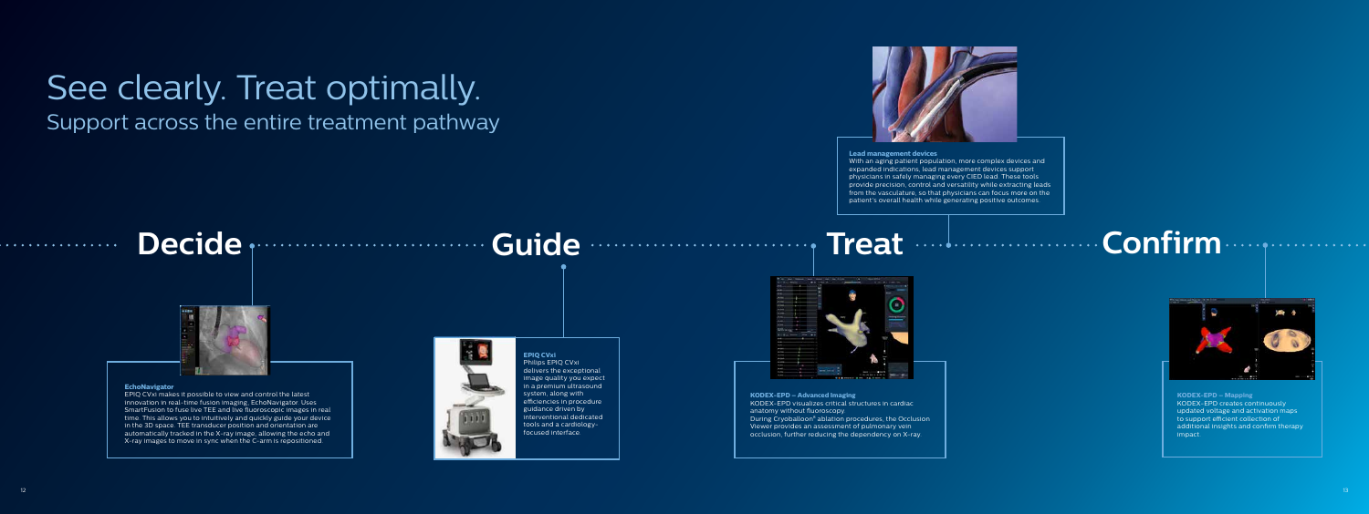# See clearly. Treat optimally.

## Support across the entire treatment pathway

**Lead management devices**
With an aging patient population, more complex devices and expanded indications, lead management devices support physicians in safely managing every CIED lead. These tools provide precision, control and versatility while extracting leads from the vasculature, so that physicians can focus more on the patient's overall health while generating positive outcomes.

## Decide

**EchoNavigator**
EPIQ CVxi makes it possible to view and control the latest innovation in real-time fusion imaging, EchoNavigator. Uses SmartFusion to fuse live TEE and live fluoroscopic images in real time. This allows you to intuitively and quickly guide your device in the 3D space. TEE transducer position and orientation are automatically tracked in the X-ray image, allowing the echo and X-ray images to move in sync when the C-arm is repositioned.

## Guide

**EPIQ CVxi**
Philips EPIQ CVxi delivers the exceptional image quality you expect in a premium ultrasound system, along with efficiencies in procedure guidance driven by interventional dedicated tools and a cardiology-focused interface.

## Treat

**KODEX-EPD – Advanced Imaging**
KODEX-EPD visualizes critical structures in cardiac anatomy without fluoroscopy.
During Cryoballoon* ablation procedures, the Occlusion Viewer provides an assessment of pulmonary vein occlusion, further reducing the dependency on X-ray.

## Confirm

**KODEX-EPD – Mapping**
KODEX-EPD creates continuously updated voltage and activation maps to support efficient collection of additional insights and confirm therapy impact.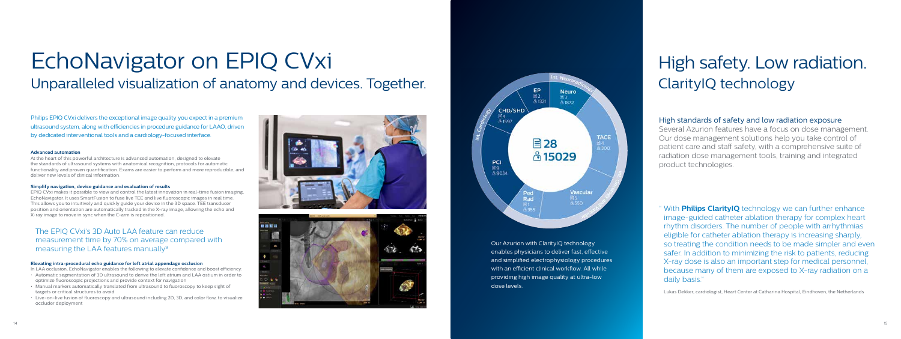# EchoNavigator on EPIQ CVxi

## Unparalleled visualization of anatomy and devices. Together.

Philips EPIQ CVxi delivers the exceptional image quality you expect in a premium ultrasound system, along with efficiencies in procedure guidance for LAAO, driven by dedicated interventional tools and a cardiology-focused interface.

**Advanced automation**

At the heart of this powerful architecture is advanced automation, designed to elevate the standards of ultrasound systems with anatomical recognition, protocols for automatic functionality and proven quantification. Exams are easier to perform and more reproducible, and deliver new levels of clinical information.

**Simplify navigation, device guidance and evaluation of results**

EPIQ CVxi makes it possible to view and control the latest innovation in real-time fusion imaging, EchoNavigator. It uses SmartFusion to fuse live TEE and live fluoroscopic images in real time. This allows you to intuitively and quickly guide your device in the 3D space. TEE transducer position and orientation are automatically tracked in the X-ray image, allowing the echo and X-ray image to move in sync when the C-arm is repositioned.

The EPIQ CVxi's 3D Auto LAA feature can reduce measurement time by 70% on average compared with measuring the LAA features manually[9]

**Elevating intra-procedural echo guidance for left atrial appendage occlusion**

In LAA occlusion, EchoNavigator enables the following to elevate confidence and boost efficiency:

- Automatic segmentation of 3D ultrasound to derive the left atrium and LAA ostium in order to optimize fluoroscopic projections and provide context for navigation
- Manual markers automatically translated from ultrasound to fluoroscopy to keep sight of targets or critical structures to avoid
- Live-on-live fusion of fluoroscopy and ultrasound including 2D, 3D, and color flow, to visualize occluder deployment

Int. Cardiology | Int. Neuroradiology | Int. Oncology and Vascular

| Segment | Studies | Patients |
|---|---|---|
| EP | 2 | 1321 |
| Neuro | 3 | 1872 |
| CHD/SHD | 4 | 1597 |
| TACE | 4 | 300 |
| PCI | 9 | 9034 |
| Ped Rad | 1 | 355 |
| Vascular | 5 | 550 |
| **Total** | **28** | **15029** |

Our Azurion with ClarityIQ technology enables physicians to deliver fast, effective and simplified electrophysiology procedures with an efficient clinical workflow. All while providing high image quality at ultra-low dose levels.

# High safety. Low radiation.

## ClarityIQ technology

### High standards of safety and low radiation exposure

Several Azurion features have a focus on dose management. Our dose management solutions help you take control of patient care and staff safety, with a comprehensive suite of radiation dose management tools, training and integrated product technologies.

" With **Philips ClarityIQ** technology we can further enhance image-guided catheter ablation therapy for complex heart rhythm disorders. The number of people with arrhythmias eligible for catheter ablation therapy is increasing sharply, so treating the condition needs to be made simpler and even safer. In addition to minimizing the risk to patients, reducing X-ray dose is also an important step for medical personnel, because many of them are exposed to X-ray radiation on a daily basis."

Lukas Dekker, cardiologist, Heart Center at Catharina Hospital, Eindhoven, the Netherlands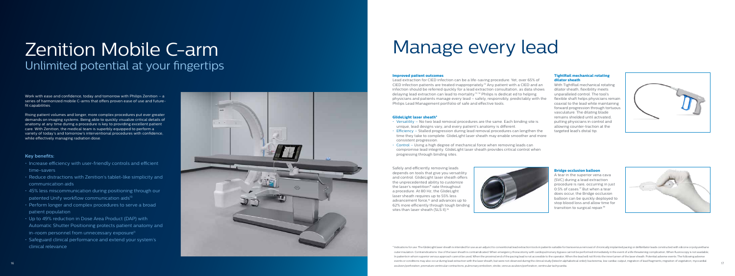# Zenition Mobile C-arm

## Unlimited potential at your fingertips

Work with ease and confidence, today and tomorrow with Philips Zenition – a series of harmonized mobile C-arms that offers proven ease of use and future-fit capabilities.

Rising patient volumes and longer, more complex procedures put ever greater demands on imaging systems. Being able to quickly visualize critical details of anatomy at any time during a procedure is key to providing excellent patient care. With Zenition, the medical team is superbly equipped to perform a variety of today's and tomorrow's interventional procedures with confidence, while effectively managing radiation dose.

### Key benefits:

- Increase efficiency with user-friendly controls and efficient time-savers
- Reduce distractions with Zenition's tablet-like simplicity and communication aids
- 45% less miscommunication during positioning through our patented Unify workflow communication aids[10]
- Perform longer and complex procedures to serve a broad patient population
- Up to 49% reduction in Dose Area Product (DAP) with Automatic Shutter Positioning protects patient anatomy and in-room personnel from unnecessary exposure[11]
- Safeguard clinical performance and extend your system's clinical relevance

# Manage every lead

**Improved patient outcomes**

Lead extraction for CIED infection can be a life-saving procedure. Yet, over 65% of CIED infection patients are treated inappropriately.[12] Any patient with a CIED and an infection should be referred quickly for a lead extraction consultation, as data shows delaying lead extraction can lead to mortality.[13,14] Philips is dedicated to helping physicians and patients manage every lead – safely, responsibly, predictably with the Philips Lead Management portfolio of safe and effective tools.

**GlideLight laser sheath***

- Versatility – No two lead removal procedures are the same. Each binding site is unique, lead designs vary, and every patient's anatomy is different.
- Efficiency – Stalled progression during lead removal procedures can lengthen the time they take to complete. GlideLight laser sheath may enable smoother and more consistent progression.
- Control – Using a high degree of mechanical force when removing leads can compromise lead integrity. GlideLight laser sheath provides critical control when progressing through binding sites.

Safely and efficiently removing leads depends on tools that give you versatility and control. GlideLight laser sheath offers the unprecedented ability to customize the laser's repetition[15] rate throughout a procedure. At 80 Hz, the GlideLight laser sheath requires up to 55% less advancement force,[16] and advances up to 62% more efficiently through tough binding sites than laser sheath (SLS II).[16]

**TightRail mechanical rotating dilator sheath**

With TightRail mechanical rotating dilator sheath, flexibility meets unparalleled control. The tool's flexible shaft helps physicians remain coaxial to the lead while maintaining forward progression through tortuous vasculature. The dilating blade remains shielded until activated, putting physicians in control and allowing counter-traction at the targeted lead's distal tip.

**Bridge occlusion balloon**

A tear in the superior vena cava (SVC) during a lead extraction procedure is rare, occurring in just 0.5% of cases.[17] But when a tear does occur, the Bridge occlusion balloon can be quickly deployed to stop blood loss and allow time for transition to surgical repair.[18]

\* Indications for use: The GlideLight laser sheath is intended for use as an adjunct to conventional lead extraction tools in patients suitable for transvenous removal of chronically implanted pacing or defibrillator leads constructed with silicone or polyurethane outer insulation. Contraindications: Use of the laser sheath is contraindicated: When emergency thoracotomy with cardiopulmonary bypass cannot be performed immediately in the event of a life threatening complication. When fluoroscopy is not available. In patients in whom superior venous approach cannot be used. When the proximal end of the pacing lead is not accessible to the operator. When the lead will not fit into the inner lumen of the laser sheath. Potential adverse events: The following adverse events or conditions may also occur during lead extraction with the laser sheath, but were not observed during the clinical study (listed in alphabetical order): bacteremia, low cardiac output, migration of lead fragments, migration of vegetation, myocardial avulsion/perforation, premature ventricular contractions, pulmonary embolism, stroke, venous avulsion/perforation, ventricular tachycardia.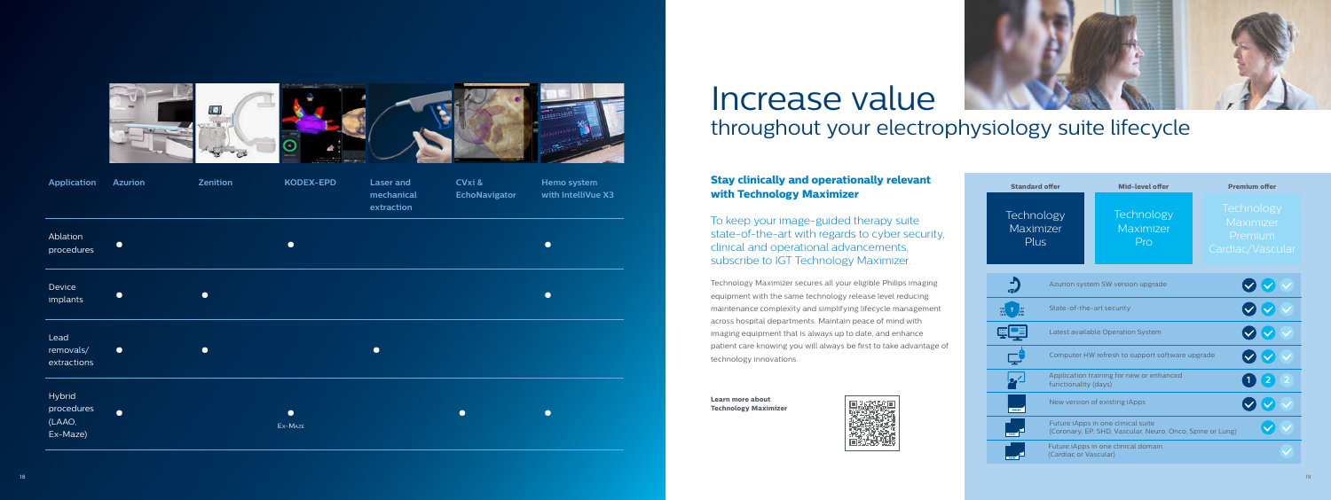| Application | Azurion | Zenition | KODEX-EPD | Laser and mechanical extraction | CVxi & EchoNavigator | Hemo system with IntelliVue X3 |
|---|---|---|---|---|---|---|
| Ablation procedures | ● | | ● | | | ● |
| Device implants | ● | ● | | | | ● |
| Lead removals/ extractions | ● | ● | | ● | | |
| Hybrid procedures (LAAO, Ex-Maze) | ● | | ● Ex-Maze | | ● | ● |

# Increase value

## throughout your electrophysiology suite lifecycle

### Stay clinically and operationally relevant with Technology Maximizer

To keep your image-guided therapy suite state-of-the-art with regards to cyber security, clinical and operational advancements, subscribe to IGT Technology Maximizer.

Technology Maximizer secures all your eligible Philips imaging equipment with the same technology release level reducing maintenance complexity and simplifying lifecycle management across hospital departments. Maintain peace of mind with imaging equipment that is always up to date, and enhance patient care knowing you will always be first to take advantage of technology innovations.

**Learn more about Technology Maximizer**

| | Standard offer: Technology Maximizer Plus | Mid-level offer: Technology Maximizer Pro | Premium offer: Technology Maximizer Premium Cardiac/Vascular |
|---|---|---|---|
| Azurion system SW version upgrade | ✓ | ✓ | ✓ |
| State-of-the-art security | ✓ | ✓ | ✓ |
| Latest available Operation System | ✓ | ✓ | ✓ |
| Computer HW refresh to support software upgrade | ✓ | ✓ | ✓ |
| Application training for new or enhanced functionality (days) | 1 | 2 | 2 |
| New version of existing iApps | ✓ | ✓ | ✓ |
| Future iApps in one clinical suite (Coronary, EP, SHD, Vascular, Neuro, Onco, Spine or Lung) | | ✓ | ✓ |
| Future iApps in one clinical domain (Cardiac or Vascular) | | | ✓ |